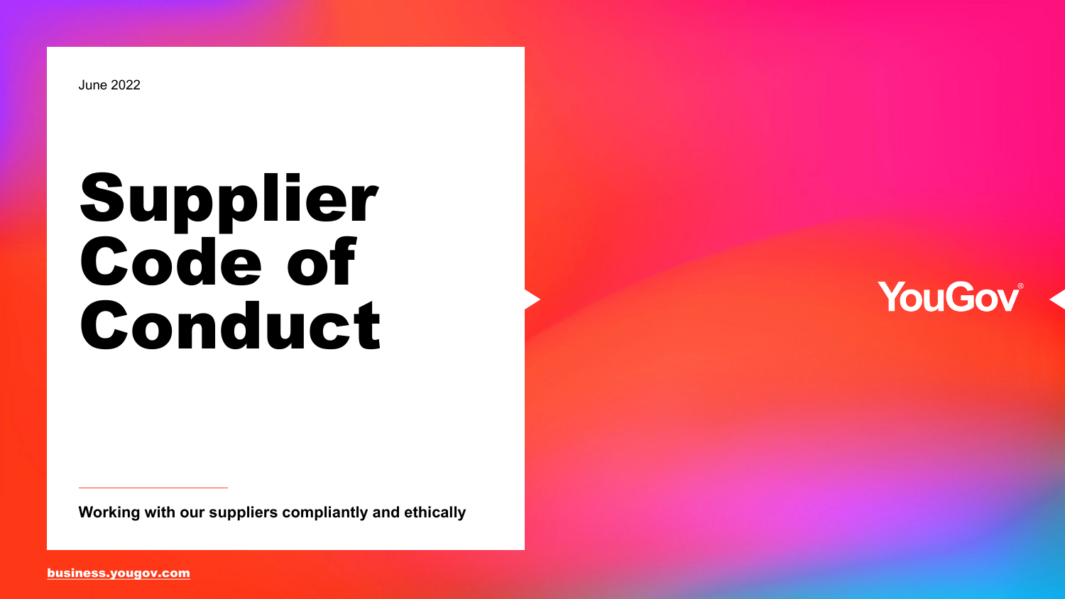June 2022

# Supplier Code of Conduct

**Working with our suppliers compliantly and ethically**

YouGov®

**business.yougov.com**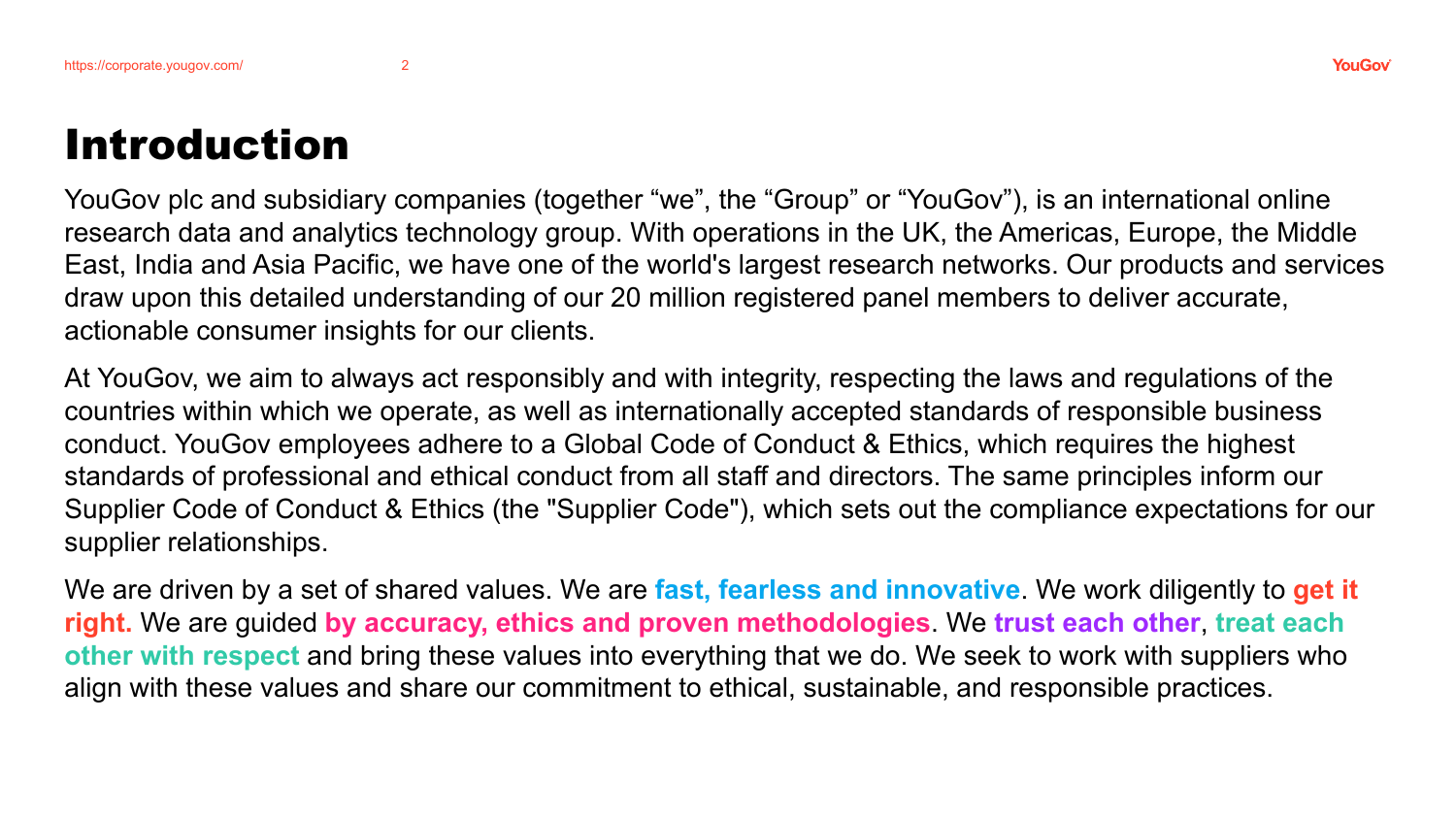# Introduction

YouGov plc and subsidiary companies (together “we”, the “Group” or “YouGov”), is an international online research data and analytics technology group. With operations in the UK, the Americas, Europe, the Middle East, India and Asia Pacific, we have one of the world's largest research networks. Our products and services draw upon this detailed understanding of our 20 million registered panel members to deliver accurate, actionable consumer insights for our clients.

At YouGov, we aim to always act responsibly and with integrity, respecting the laws and regulations of the countries within which we operate, as well as internationally accepted standards of responsible business conduct. YouGov employees adhere to a Global Code of Conduct & Ethics, which requires the highest standards of professional and ethical conduct from all staff and directors. The same principles inform our Supplier Code of Conduct & Ethics (the "Supplier Code"), which sets out the compliance expectations for our supplier relationships.

We are driven by a set of shared values. We are **fast, fearless and innovative**. We work diligently to **get it right.** We are guided **by accuracy, ethics and proven methodologies**. We **trust each other**, **treat each other with respect** and bring these values into everything that we do. We seek to work with suppliers who align with these values and share our commitment to ethical, sustainable, and responsible practices.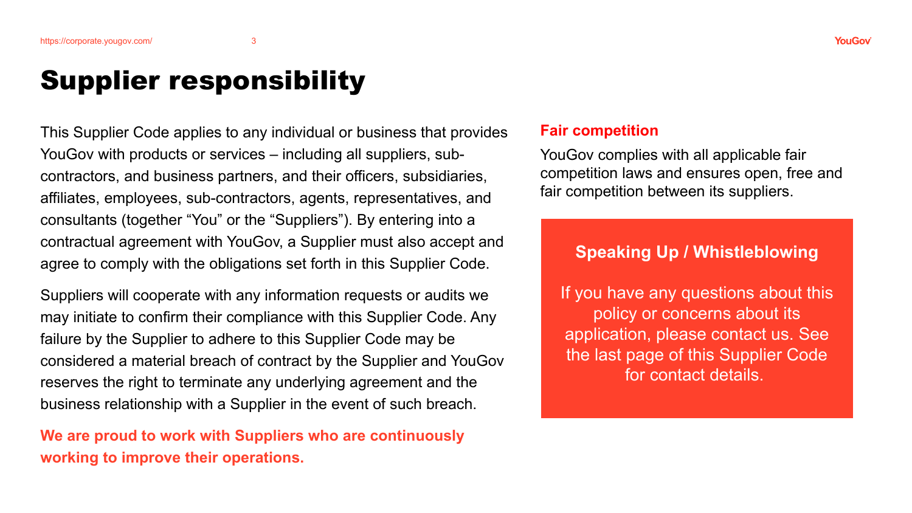# Supplier responsibility

This Supplier Code applies to any individual or business that provides YouGov with products or services – including all suppliers, sub-contractors, and business partners, and their officers, subsidiaries, affiliates, employees, sub-contractors, agents, representatives, and consultants (together "You" or the "Suppliers"). By entering into a contractual agreement with YouGov, a Supplier must also accept and agree to comply with the obligations set forth in this Supplier Code.

Suppliers will cooperate with any information requests or audits we may initiate to confirm their compliance with this Supplier Code. Any failure by the Supplier to adhere to this Supplier Code may be considered a material breach of contract by the Supplier and YouGov reserves the right to terminate any underlying agreement and the business relationship with a Supplier in the event of such breach.

**We are proud to work with Suppliers who are continuously working to improve their operations.**

## Fair competition

YouGov complies with all applicable fair competition laws and ensures open, free and fair competition between its suppliers.

**Speaking Up / Whistleblowing**

If you have any questions about this policy or concerns about its application, please contact us. See the last page of this Supplier Code for contact details.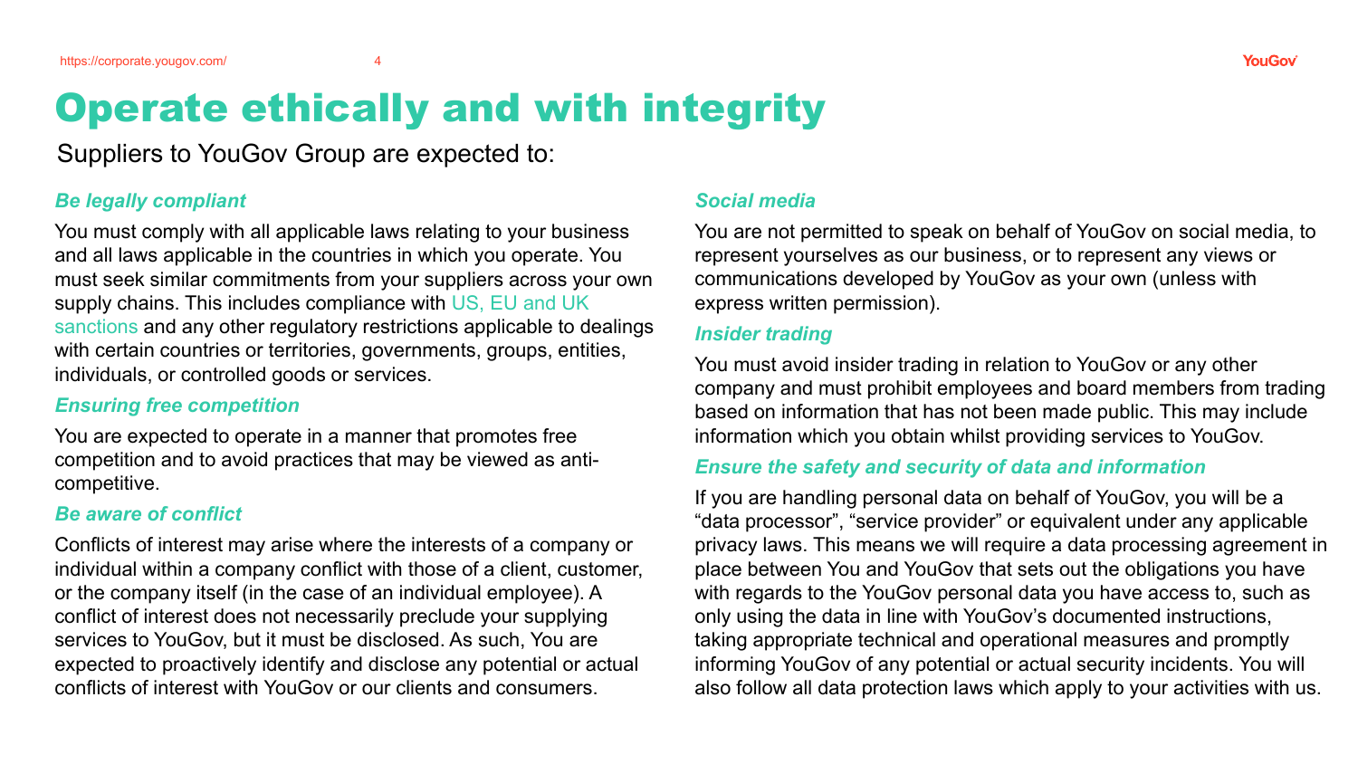# Operate ethically and with integrity

Suppliers to YouGov Group are expected to:

### *Be legally compliant*

You must comply with all applicable laws relating to your business and all laws applicable in the countries in which you operate. You must seek similar commitments from your suppliers across your own supply chains. This includes compliance with US, EU and UK sanctions and any other regulatory restrictions applicable to dealings with certain countries or territories, governments, groups, entities, individuals, or controlled goods or services.

### *Ensuring free competition*

You are expected to operate in a manner that promotes free competition and to avoid practices that may be viewed as anti-competitive.

### *Be aware of conflict*

Conflicts of interest may arise where the interests of a company or individual within a company conflict with those of a client, customer, or the company itself (in the case of an individual employee). A conflict of interest does not necessarily preclude your supplying services to YouGov, but it must be disclosed. As such, You are expected to proactively identify and disclose any potential or actual conflicts of interest with YouGov or our clients and consumers.

### *Social media*

You are not permitted to speak on behalf of YouGov on social media, to represent yourselves as our business, or to represent any views or communications developed by YouGov as your own (unless with express written permission).

### *Insider trading*

You must avoid insider trading in relation to YouGov or any other company and must prohibit employees and board members from trading based on information that has not been made public. This may include information which you obtain whilst providing services to YouGov.

### *Ensure the safety and security of data and information*

If you are handling personal data on behalf of YouGov, you will be a "data processor", "service provider" or equivalent under any applicable privacy laws. This means we will require a data processing agreement in place between You and YouGov that sets out the obligations you have with regards to the YouGov personal data you have access to, such as only using the data in line with YouGov's documented instructions, taking appropriate technical and operational measures and promptly informing YouGov of any potential or actual security incidents. You will also follow all data protection laws which apply to your activities with us.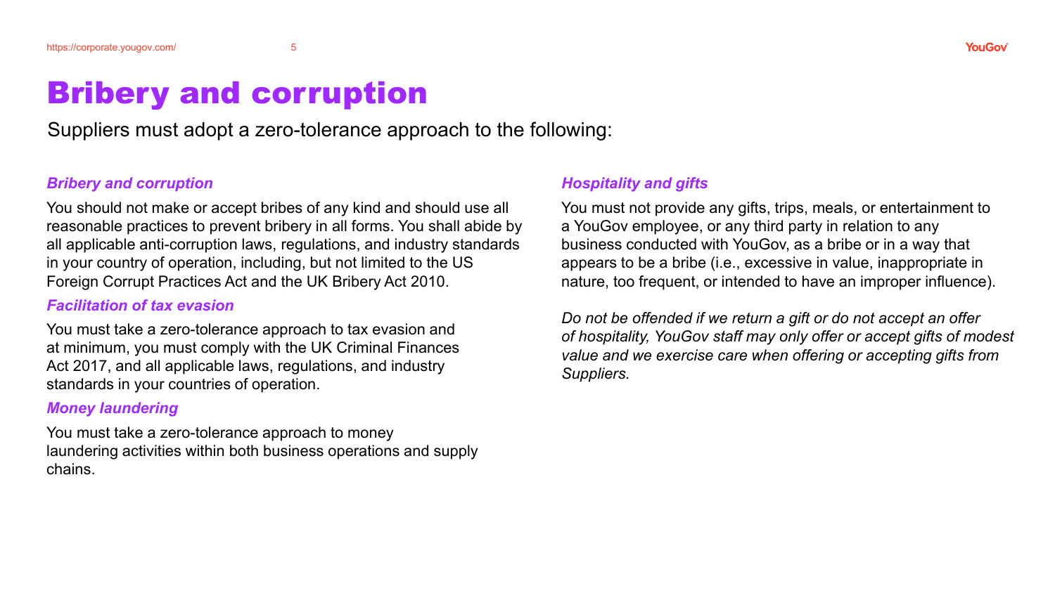# Bribery and corruption

Suppliers must adopt a zero-tolerance approach to the following:

### *Bribery and corruption*

You should not make or accept bribes of any kind and should use all reasonable practices to prevent bribery in all forms. You shall abide by all applicable anti-corruption laws, regulations, and industry standards in your country of operation, including, but not limited to the US Foreign Corrupt Practices Act and the UK Bribery Act 2010.

### *Facilitation of tax evasion*

You must take a zero-tolerance approach to tax evasion and at minimum, you must comply with the UK Criminal Finances Act 2017, and all applicable laws, regulations, and industry standards in your countries of operation.

### *Money laundering*

You must take a zero-tolerance approach to money laundering activities within both business operations and supply chains.

### *Hospitality and gifts*

You must not provide any gifts, trips, meals, or entertainment to a YouGov employee, or any third party in relation to any business conducted with YouGov, as a bribe or in a way that appears to be a bribe (i.e., excessive in value, inappropriate in nature, too frequent, or intended to have an improper influence).

*Do not be offended if we return a gift or do not accept an offer of hospitality, YouGov staff may only offer or accept gifts of modest value and we exercise care when offering or accepting gifts from Suppliers.*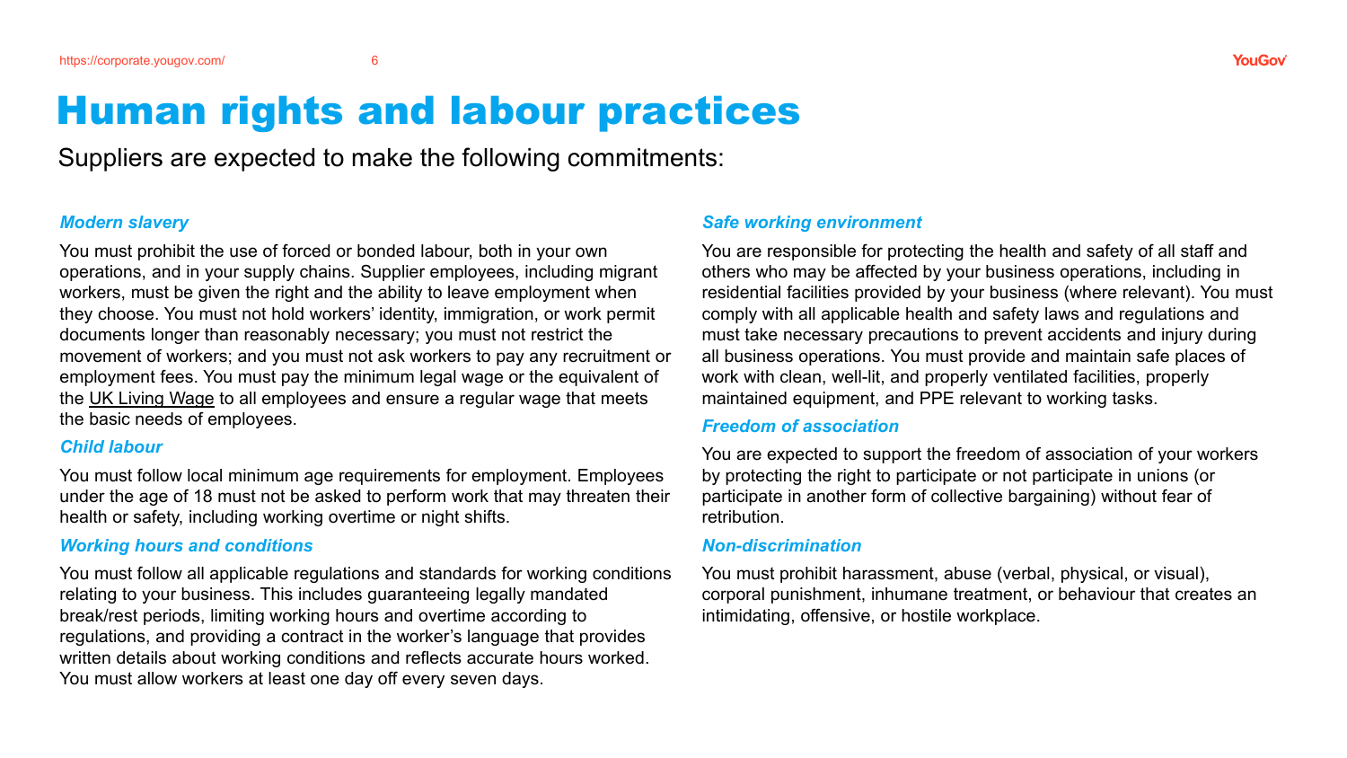# Human rights and labour practices

Suppliers are expected to make the following commitments:

### *Modern slavery*

You must prohibit the use of forced or bonded labour, both in your own operations, and in your supply chains. Supplier employees, including migrant workers, must be given the right and the ability to leave employment when they choose. You must not hold workers' identity, immigration, or work permit documents longer than reasonably necessary; you must not restrict the movement of workers; and you must not ask workers to pay any recruitment or employment fees. You must pay the minimum legal wage or the equivalent of the UK Living Wage to all employees and ensure a regular wage that meets the basic needs of employees.

### *Child labour*

You must follow local minimum age requirements for employment. Employees under the age of 18 must not be asked to perform work that may threaten their health or safety, including working overtime or night shifts.

### *Working hours and conditions*

You must follow all applicable regulations and standards for working conditions relating to your business. This includes guaranteeing legally mandated break/rest periods, limiting working hours and overtime according to regulations, and providing a contract in the worker's language that provides written details about working conditions and reflects accurate hours worked. You must allow workers at least one day off every seven days.

### *Safe working environment*

You are responsible for protecting the health and safety of all staff and others who may be affected by your business operations, including in residential facilities provided by your business (where relevant). You must comply with all applicable health and safety laws and regulations and must take necessary precautions to prevent accidents and injury during all business operations. You must provide and maintain safe places of work with clean, well-lit, and properly ventilated facilities, properly maintained equipment, and PPE relevant to working tasks.

### *Freedom of association*

You are expected to support the freedom of association of your workers by protecting the right to participate or not participate in unions (or participate in another form of collective bargaining) without fear of retribution.

### *Non-discrimination*

You must prohibit harassment, abuse (verbal, physical, or visual), corporal punishment, inhumane treatment, or behaviour that creates an intimidating, offensive, or hostile workplace.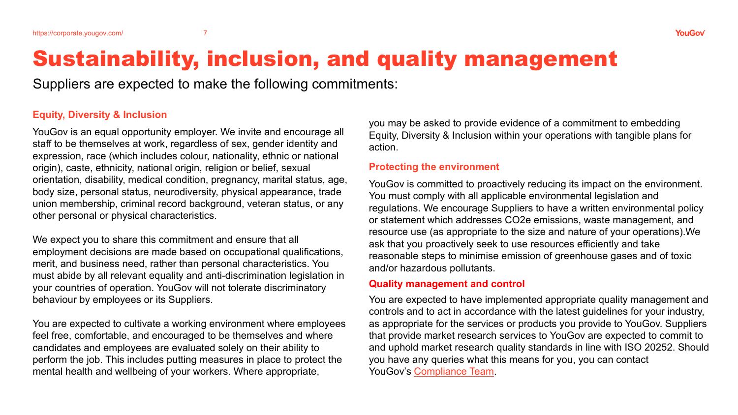# Sustainability, inclusion, and quality management

Suppliers are expected to make the following commitments:

### Equity, Diversity & Inclusion

YouGov is an equal opportunity employer. We invite and encourage all staff to be themselves at work, regardless of sex, gender identity and expression, race (which includes colour, nationality, ethnic or national origin), caste, ethnicity, national origin, religion or belief, sexual orientation, disability, medical condition, pregnancy, marital status, age, body size, personal status, neurodiversity, physical appearance, trade union membership, criminal record background, veteran status, or any other personal or physical characteristics.

We expect you to share this commitment and ensure that all employment decisions are made based on occupational qualifications, merit, and business need, rather than personal characteristics. You must abide by all relevant equality and anti-discrimination legislation in your countries of operation. YouGov will not tolerate discriminatory behaviour by employees or its Suppliers.

You are expected to cultivate a working environment where employees feel free, comfortable, and encouraged to be themselves and where candidates and employees are evaluated solely on their ability to perform the job. This includes putting measures in place to protect the mental health and wellbeing of your workers. Where appropriate, you may be asked to provide evidence of a commitment to embedding Equity, Diversity & Inclusion within your operations with tangible plans for action.

### Protecting the environment

YouGov is committed to proactively reducing its impact on the environment. You must comply with all applicable environmental legislation and regulations. We encourage Suppliers to have a written environmental policy or statement which addresses $CO_2e$ emissions, waste management, and resource use (as appropriate to the size and nature of your operations).We ask that you proactively seek to use resources efficiently and take reasonable steps to minimise emission of greenhouse gases and of toxic and/or hazardous pollutants.

### Quality management and control

You are expected to have implemented appropriate quality management and controls and to act in accordance with the latest guidelines for your industry, as appropriate for the services or products you provide to YouGov. Suppliers that provide market research services to YouGov are expected to commit to and uphold market research quality standards in line with ISO 20252. Should you have any queries what this means for you, you can contact YouGov's Compliance Team.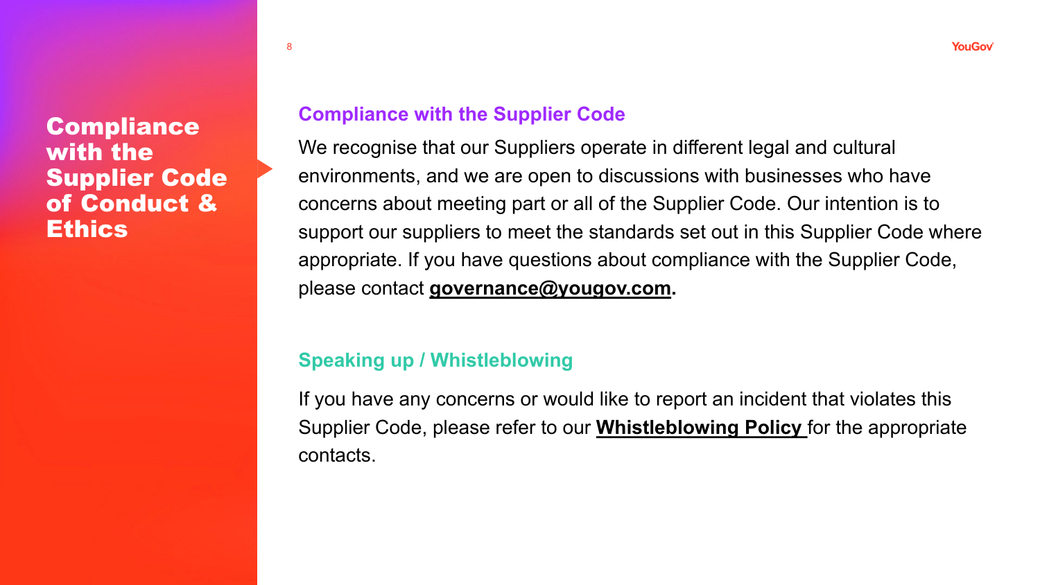# Compliance with the Supplier Code of Conduct & Ethics

## Compliance with the Supplier Code

We recognise that our Suppliers operate in different legal and cultural environments, and we are open to discussions with businesses who have concerns about meeting part or all of the Supplier Code. Our intention is to support our suppliers to meet the standards set out in this Supplier Code where appropriate. If you have questions about compliance with the Supplier Code, please contact **governance@yougov.com.**

## Speaking up / Whistleblowing

If you have any concerns or would like to report an incident that violates this Supplier Code, please refer to our **Whistleblowing Policy** for the appropriate contacts.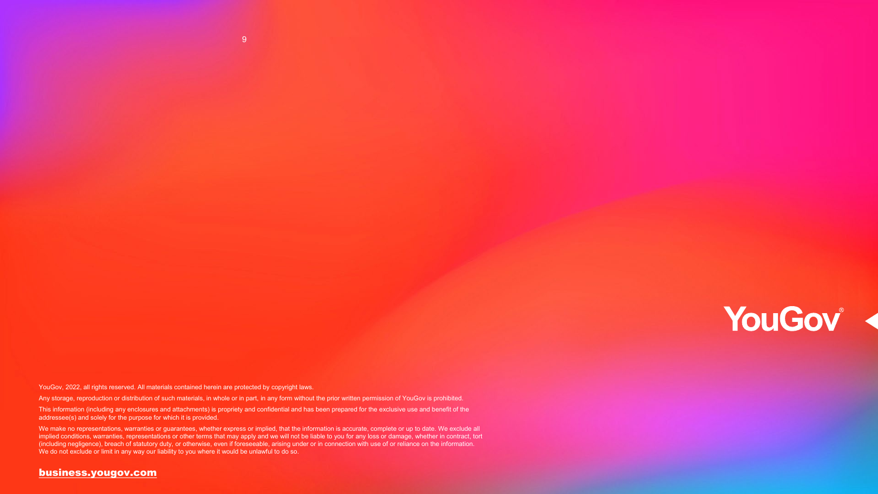YouGov

YouGov, 2022, all rights reserved. All materials contained herein are protected by copyright laws.

Any storage, reproduction or distribution of such materials, in whole or in part, in any form without the prior written permission of YouGov is prohibited.

This information (including any enclosures and attachments) is propriety and confidential and has been prepared for the exclusive use and benefit of the addressee(s) and solely for the purpose for which it is provided.

We make no representations, warranties or guarantees, whether express or implied, that the information is accurate, complete or up to date. We exclude all implied conditions, warranties, representations or other terms that may apply and we will not be liable to you for any loss or damage, whether in contract, tort (including negligence), breach of statutory duty, or otherwise, even if foreseeable, arising under or in connection with use of or reliance on the information. We do not exclude or limit in any way our liability to you where it would be unlawful to do so.

**business.yougov.com**